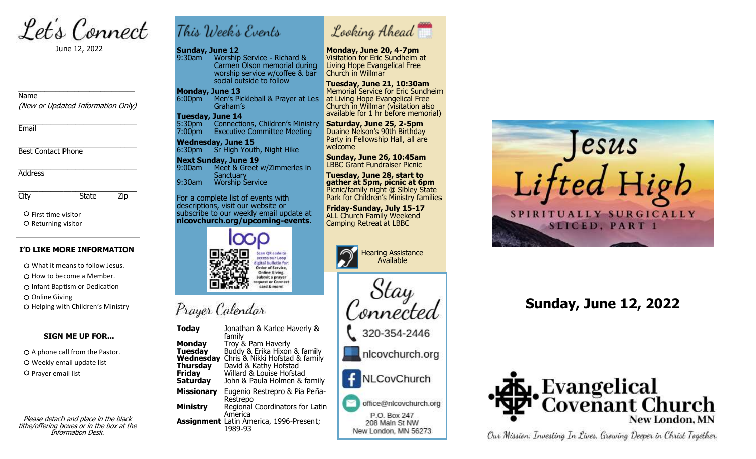# Let's Connect

June 12, 2022

___________________________
Name
*(New or Updated Information Only)*

___________________________
Email

___________________________
Best Contact Phone

___________________________
Address

___________________________
City State Zip

- O First time visitor
- O Returning visitor

### I'D LIKE MORE INFORMATION

- O What it means to follow Jesus.
- O How to become a Member.
- O Infant Baptism or Dedication
- O Online Giving
- O Helping with Children's Ministry

### SIGN ME UP FOR...

- O A phone call from the Pastor.
- O Weekly email update list
- O Prayer email list

*Please detach and place in the black tithe/offering boxes or in the box at the Information Desk.*

## This Week's Events

**Sunday, June 12**
9:30am Worship Service - Richard & Carmen Olson memorial during worship service w/coffee & bar social outside to follow

**Monday, June 13**
6:00pm Men's Pickleball & Prayer at Les Graham's

**Tuesday, June 14**
5:30pm Connections, Children's Ministry
7:00pm Executive Committee Meeting

**Wednesday, June 15**
6:30pm Sr High Youth, Night Hike

**Next Sunday, June 19**
9:00am Meet & Greet w/Zimmerles in Sanctuary
9:30am Worship Service

For a complete list of events with descriptions, visit our website or subscribe to our weekly email update at **nlcovchurch.org/upcoming-events**.

loop — Scan QR code to access our Loop digital bulletin for: Order of Service, Online Giving, Submit a prayer request or Connect card & more!

## Prayer Calendar

| | |
|---|---|
| **Today** | Jonathan & Karlee Haverly & family |
| **Monday** | Troy & Pam Haverly |
| **Tuesday** | Buddy & Erika Hixon & family |
| **Wednesday** | Chris & Nikki Hofstad & family |
| **Thursday** | David & Kathy Hofstad |
| **Friday** | Willard & Louise Hofstad |
| **Saturday** | John & Paula Holmen & family |
| **Missionary** | Eugenio Restrepro & Pia Peña-Restrepo |
| **Ministry** | Regional Coordinators for Latin America |
| **Assignment** | Latin America, 1996-Present; 1989-93 |

## Looking Ahead

**Monday, June 20, 4-7pm**
Visitation for Eric Sundheim at Living Hope Evangelical Free Church in Willmar

**Tuesday, June 21, 10:30am**
Memorial Service for Eric Sundheim at Living Hope Evangelical Free Church in Willmar (visitation also available for 1 hr before memorial)

**Saturday, June 25, 2-5pm**
Duaine Nelson's 90th Birthday Party in Fellowship Hall, all are welcome

**Sunday, June 26, 10:45am**
LBBC Grant Fundraiser Picnic

**Tuesday, June 28, start to gather at 5pm, picnic at 6pm**
Picnic/family night @ Sibley State Park for Children's Ministry families

**Friday-Sunday, July 15-17**
ALL Church Family Weekend Camping Retreat at LBBC

Hearing Assistance Available

## Stay Connected

320-354-2446
nlcovchurch.org
NLCovChurch
office@nlcovchurch.org
P.O. Box 247
208 Main St NW
New London, MN 56273

# Jesus Lifted High

SPIRITUALLY SURGICALLY SLICED, PART 1

## Sunday, June 12, 2022

**Evangelical Covenant Church**
New London, MN

*Our Mission: Investing In Lives, Growing Deeper in Christ Together.*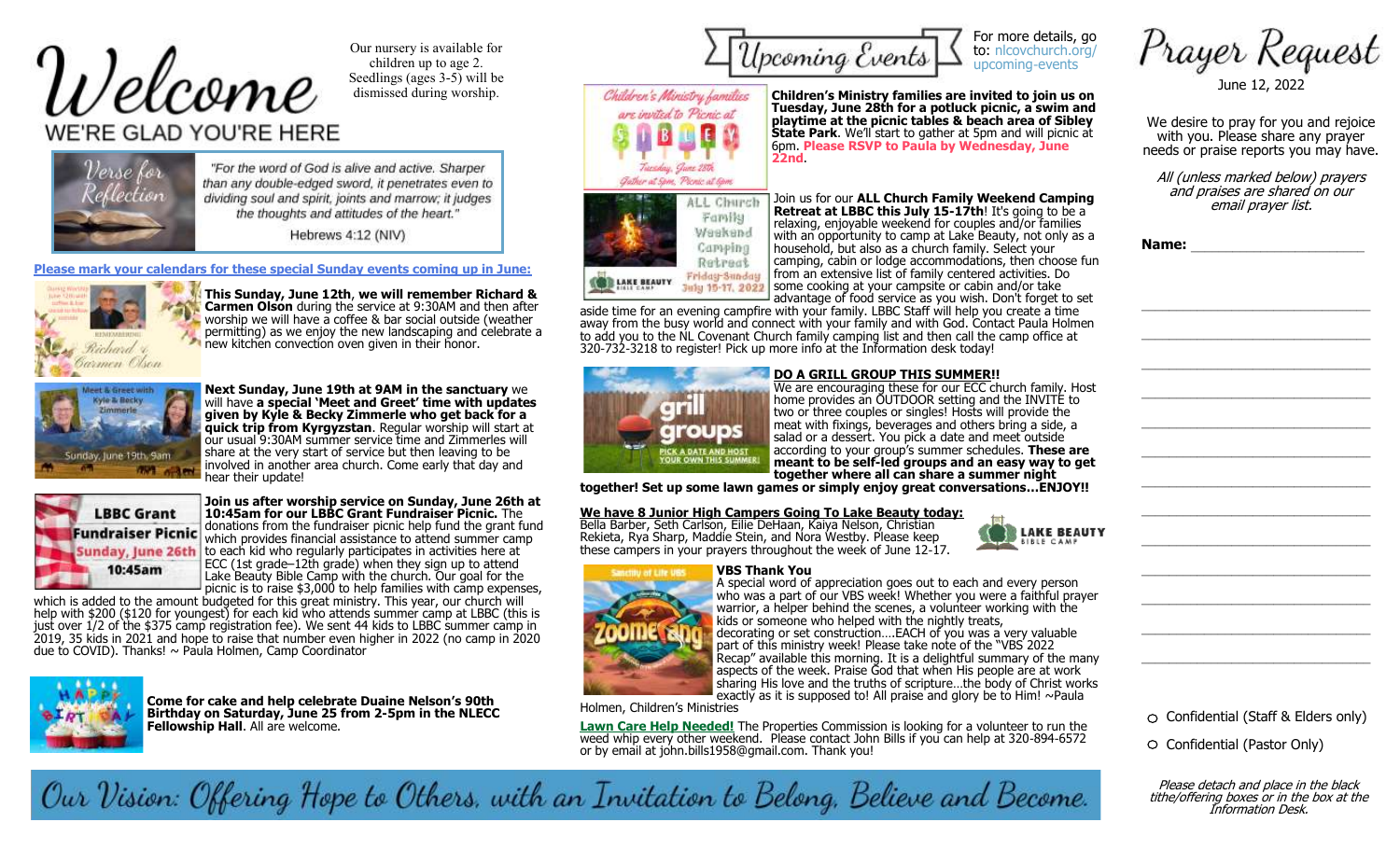# Welcome

## WE'RE GLAD YOU'RE HERE

Our nursery is available for children up to age 2. Seedlings (ages 3-5) will be dismissed during worship.

### Verse for Reflection

*"For the word of God is alive and active. Sharper than any double-edged sword, it penetrates even to dividing soul and spirit, joints and marrow; it judges the thoughts and attitudes of the heart."*

Hebrews 4:12 (NIV)

**Please mark your calendars for these special Sunday events coming up in June:**

**This Sunday, June 12th, we will remember Richard & Carmen Olson** during the service at 9:30AM and then after worship we will have a coffee & bar social outside (weather permitting) as we enjoy the new landscaping and celebrate a new kitchen convection oven given in their honor.

**Next Sunday, June 19th at 9AM in the sanctuary** we will have **a special 'Meet and Greet' time with updates given by Kyle & Becky Zimmerle who get back for a quick trip from Kyrgyzstan**. Regular worship will start at our usual 9:30AM summer service time and Zimmerles will share at the very start of service but then leaving to be involved in another area church. Come early that day and hear their update!

**Join us after worship service on Sunday, June 26th at 10:45am for our LBBC Grant Fundraiser Picnic.** The donations from the fundraiser picnic help fund the grant fund which provides financial assistance to attend summer camp to each kid who regularly participates in activities here at ECC (1st grade–12th grade) when they sign up to attend Lake Beauty Bible Camp with the church. Our goal for the picnic is to raise $3,000 to help families with camp expenses, which is added to the amount budgeted for this great ministry. This year, our church will help with $200 ($120 for youngest) for each kid who attends summer camp at LBBC (this is just over 1/2 of the $375 camp registration fee). We sent 44 kids to LBBC summer camp in 2019, 35 kids in 2021 and hope to raise that number even higher in 2022 (no camp in 2020 due to COVID). Thanks! ~ Paula Holmen, Camp Coordinator

**Come for cake and help celebrate Duaine Nelson's 90th Birthday on Saturday, June 25 from 2-5pm in the NLECC Fellowship Hall**. All are welcome.

## Upcoming Events

For more details, go to: nlcovchurch.org/upcoming-events

**Children's Ministry families are invited to join us on Tuesday, June 28th for a potluck picnic, a swim and playtime at the picnic tables & beach area of Sibley State Park**. We'll start to gather at 5pm and will picnic at 6pm. **Please RSVP to Paula by Wednesday, June 22nd**.

Join us for our **ALL Church Family Weekend Camping Retreat at LBBC this July 15-17th**! It's going to be a relaxing, enjoyable weekend for couples and/or families with an opportunity to camp at Lake Beauty, not only as a household, but also as a church family. Select your camping, cabin or lodge accommodations, then choose fun from an extensive list of family centered activities. Do some cooking at your campsite or cabin and/or take advantage of food service as you wish. Don't forget to set aside time for an evening campfire with your family. LBBC Staff will help you create a time away from the busy world and connect with your family and with God. Contact Paula Holmen to add you to the NL Covenant Church family camping list and then call the camp office at 320-732-3218 to register! Pick up more info at the Information desk today!

**DO A GRILL GROUP THIS SUMMER!!**

We are encouraging these for our ECC church family. Host home provides an OUTDOOR setting and the INVITE to two or three couples or singles! Hosts will provide the meat with fixings, beverages and others bring a side, a salad or a dessert. You pick a date and meet outside according to your group's summer schedules. **These are meant to be self-led groups and an easy way to get together where all can share a summer night together! Set up some lawn games or simply enjoy great conversations…ENJOY!!**

**We have 8 Junior High Campers Going To Lake Beauty today:** Bella Barber, Seth Carlson, Eilie DeHaan, Kaiya Nelson, Christian Rekieta, Rya Sharp, Maddie Stein, and Nora Westby. Please keep these campers in your prayers throughout the week of June 12-17.

**VBS Thank You**

A special word of appreciation goes out to each and every person who was a part of our VBS week! Whether you were a faithful prayer warrior, a helper behind the scenes, a volunteer working with the kids or someone who helped with the nightly treats, decorating or set construction….EACH of you was a very valuable part of this ministry week! Please take note of the "VBS 2022 Recap" available this morning. It is a delightful summary of the many aspects of the week. Praise God that when His people are at work sharing His love and the truths of scripture…the body of Christ works exactly as it is supposed to! All praise and glory be to Him! ~Paula Holmen, Children's Ministries

**Lawn Care Help Needed!** The Properties Commission is looking for a volunteer to run the weed whip every other weekend. Please contact John Bills if you can help at 320-894-6572 or by email at john.bills1958@gmail.com. Thank you!

## Prayer Request

June 12, 2022

We desire to pray for you and rejoice with you. Please share any prayer needs or praise reports you may have.

*All (unless marked below) prayers and praises are shared on our email prayer list.*

**Name:** ____________________

____________________________

____________________________

____________________________

____________________________

____________________________

____________________________

____________________________

____________________________

____________________________

____________________________

____________________________

____________________________

____________________________

○ Confidential (Staff & Elders only)

○ Confidential (Pastor Only)

*Please detach and place in the black tithe/offering boxes or in the box at the Information Desk.*

Our Vision: Offering Hope to Others, with an Invitation to Belong, Believe and Become.